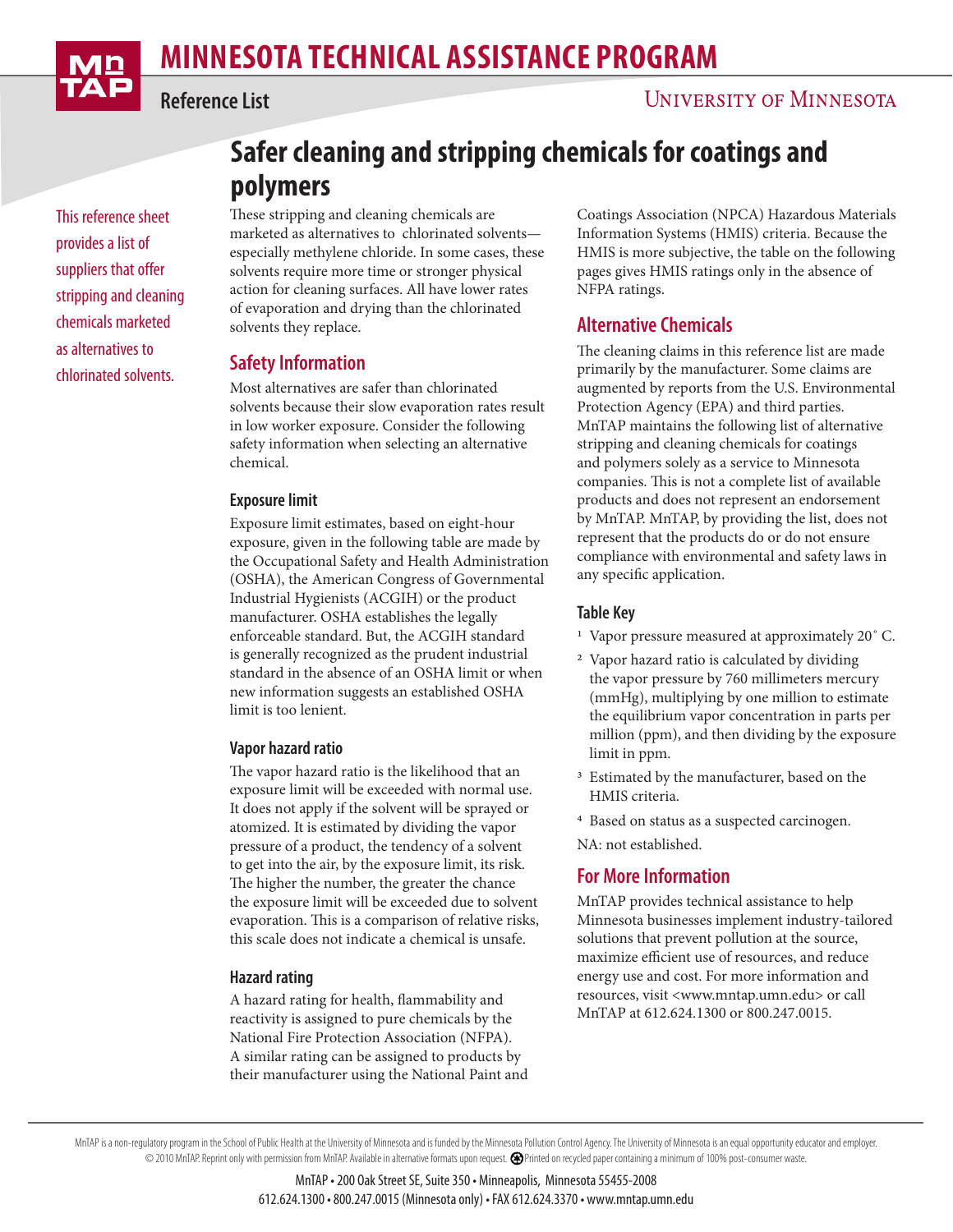# MINNESOTA TECHNICAL ASSISTANCE PROGRAM

**Reference List**

UNIVERSITY OF MINNESOTA

# Safer cleaning and stripping chemicals for coatings and polymers

This reference sheet provides a list of suppliers that offer stripping and cleaning chemicals marketed as alternatives to chlorinated solvents.

These stripping and cleaning chemicals are marketed as alternatives to chlorinated solvents—especially methylene chloride. In some cases, these solvents require more time or stronger physical action for cleaning surfaces. All have lower rates of evaporation and drying than the chlorinated solvents they replace.

## Safety Information

Most alternatives are safer than chlorinated solvents because their slow evaporation rates result in low worker exposure. Consider the following safety information when selecting an alternative chemical.

### Exposure limit

Exposure limit estimates, based on eight-hour exposure, given in the following table are made by the Occupational Safety and Health Administration (OSHA), the American Congress of Governmental Industrial Hygienists (ACGIH) or the product manufacturer. OSHA establishes the legally enforceable standard. But, the ACGIH standard is generally recognized as the prudent industrial standard in the absence of an OSHA limit or when new information suggests an established OSHA limit is too lenient.

### Vapor hazard ratio

The vapor hazard ratio is the likelihood that an exposure limit will be exceeded with normal use. It does not apply if the solvent will be sprayed or atomized. It is estimated by dividing the vapor pressure of a product, the tendency of a solvent to get into the air, by the exposure limit, its risk. The higher the number, the greater the chance the exposure limit will be exceeded due to solvent evaporation. This is a comparison of relative risks, this scale does not indicate a chemical is unsafe.

### Hazard rating

A hazard rating for health, flammability and reactivity is assigned to pure chemicals by the National Fire Protection Association (NFPA). A similar rating can be assigned to products by their manufacturer using the National Paint and Coatings Association (NPCA) Hazardous Materials Information Systems (HMIS) criteria. Because the HMIS is more subjective, the table on the following pages gives HMIS ratings only in the absence of NFPA ratings.

## Alternative Chemicals

The cleaning claims in this reference list are made primarily by the manufacturer. Some claims are augmented by reports from the U.S. Environmental Protection Agency (EPA) and third parties. MnTAP maintains the following list of alternative stripping and cleaning chemicals for coatings and polymers solely as a service to Minnesota companies. This is not a complete list of available products and does not represent an endorsement by MnTAP. MnTAP, by providing the list, does not represent that the products do or do not ensure compliance with environmental and safety laws in any specific application.

### Table Key

1. Vapor pressure measured at approximately 20° C.
2. Vapor hazard ratio is calculated by dividing the vapor pressure by 760 millimeters mercury (mmHg), multiplying by one million to estimate the equilibrium vapor concentration in parts per million (ppm), and then dividing by the exposure limit in ppm.
3. Estimated by the manufacturer, based on the HMIS criteria.
4. Based on status as a suspected carcinogen.

NA: not established.

## For More Information

MnTAP provides technical assistance to help Minnesota businesses implement industry-tailored solutions that prevent pollution at the source, maximize efficient use of resources, and reduce energy use and cost. For more information and resources, visit <www.mntap.umn.edu> or call MnTAP at 612.624.1300 or 800.247.0015.

MnTAP is a non-regulatory program in the School of Public Health at the University of Minnesota and is funded by the Minnesota Pollution Control Agency. The University of Minnesota is an equal opportunity educator and employer. © 2010 MnTAP. Reprint only with permission from MnTAP. Available in alternative formats upon request. Printed on recycled paper containing a minimum of 100% post-consumer waste.

MnTAP • 200 Oak Street SE, Suite 350 • Minneapolis, Minnesota 55455-2008
612.624.1300 • 800.247.0015 (Minnesota only) • FAX 612.624.3370 • www.mntap.umn.edu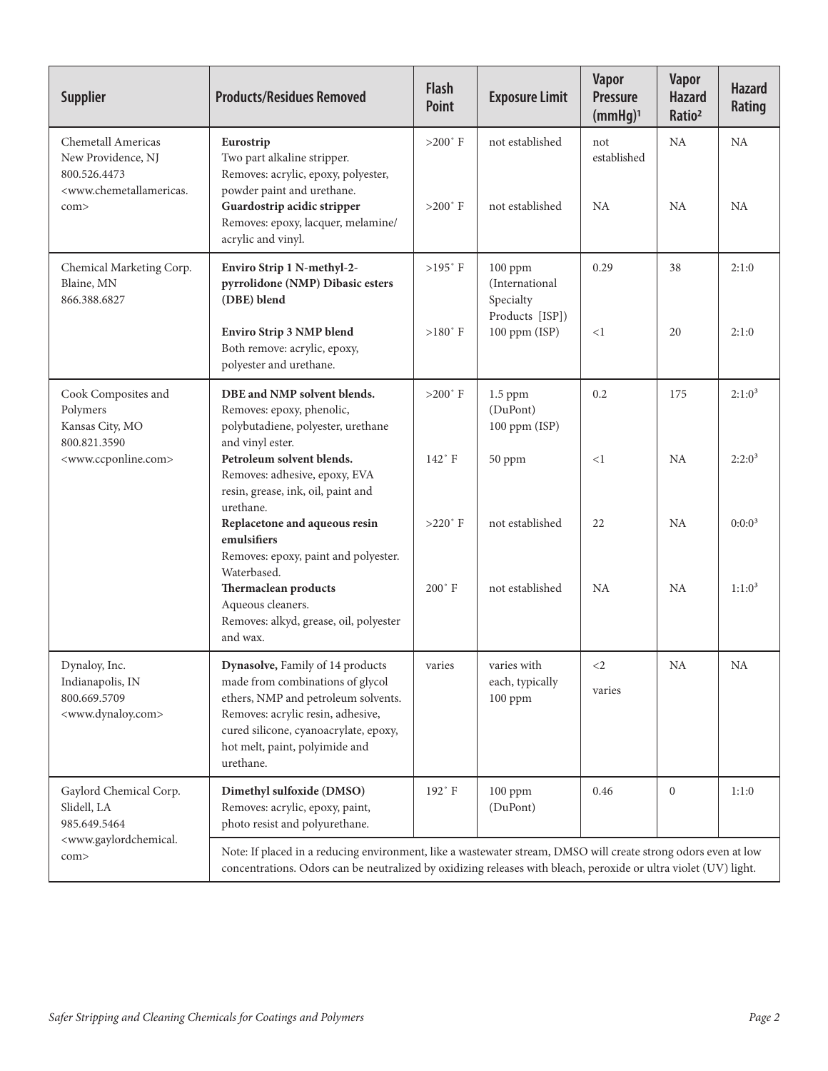| Supplier | Products/Residues Removed | Flash Point | Exposure Limit | Vapor Pressure (mmHg)[1] | Vapor Hazard Ratio[2] | Hazard Rating |
|---|---|---|---|---|---|---|
| Chemetall Americas<br>New Providence, NJ<br>800.526.4473<br><www.chemetallamericas.com> | **Eurostrip**<br>Two part alkaline stripper.<br>Removes: acrylic, epoxy, polyester, powder paint and urethane. | >200˚ F | not established | not established | NA | NA |
| | **Guardostrip acidic stripper**<br>Removes: epoxy, lacquer, melamine/ acrylic and vinyl. | >200˚ F | not established | NA | NA | NA |
| Chemical Marketing Corp.<br>Blaine, MN<br>866.388.6827 | **Enviro Strip 1 N-methyl-2-pyrrolidone (NMP) Dibasic esters (DBE) blend** | >195˚ F | 100 ppm (International Specialty Products [ISP]) | 0.29 | 38 | 2:1:0 |
| | **Enviro Strip 3 NMP blend**<br>Both remove: acrylic, epoxy, polyester and urethane. | >180˚ F | 100 ppm (ISP) | <1 | 20 | 2:1:0 |
| Cook Composites and Polymers<br>Kansas City, MO<br>800.821.3590<br><www.ccponline.com> | **DBE and NMP solvent blends.**<br>Removes: epoxy, phenolic, polybutadiene, polyester, urethane and vinyl ester. | >200˚ F | 1.5 ppm (DuPont)<br>100 ppm (ISP) | 0.2 | 175 | 2:1:0[3] |
| | **Petroleum solvent blends.**<br>Removes: adhesive, epoxy, EVA resin, grease, ink, oil, paint and urethane. | 142˚ F | 50 ppm | <1 | NA | 2:2:0[3] |
| | **Replacetone and aqueous resin emulsifiers**<br>Removes: epoxy, paint and polyester. Waterbased. | >220˚ F | not established | 22 | NA | 0:0:0[3] |
| | **Thermaclean products**<br>Aqueous cleaners.<br>Removes: alkyd, grease, oil, polyester and wax. | 200˚ F | not established | NA | NA | 1:1:0[3] |
| Dynaloy, Inc.<br>Indianapolis, IN<br>800.669.5709<br><www.dynaloy.com> | **Dynasolve,** Family of 14 products made from combinations of glycol ethers, NMP and petroleum solvents.<br>Removes: acrylic resin, adhesive, cured silicone, cyanoacrylate, epoxy, hot melt, paint, polyimide and urethane. | varies | varies with each, typically 100 ppm | <2<br>varies | NA | NA |
| Gaylord Chemical Corp.<br>Slidell, LA<br>985.649.5464<br><www.gaylordchemical.com> | **Dimethyl sulfoxide (DMSO)**<br>Removes: acrylic, epoxy, paint, photo resist and polyurethane. | 192˚ F | 100 ppm (DuPont) | 0.46 | 0 | 1:1:0 |
| | Note: If placed in a reducing environment, like a wastewater stream, DMSO will create strong odors even at low concentrations. Odors can be neutralized by oxidizing releases with bleach, peroxide or ultra violet (UV) light. | | | | | |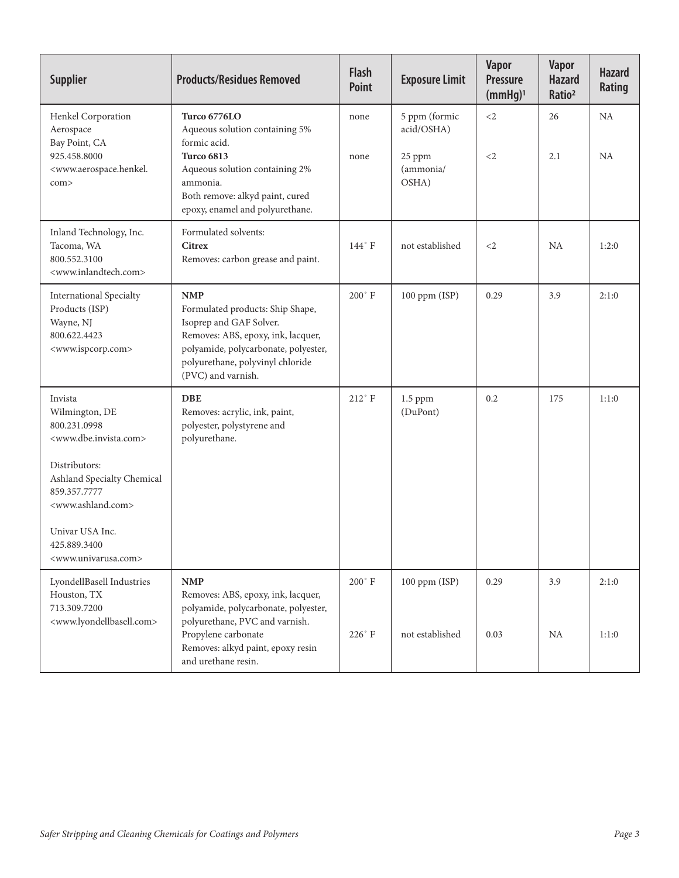| Supplier | Products/Residues Removed | Flash Point | Exposure Limit | Vapor Pressure (mmHg)[1] | Vapor Hazard Ratio[2] | Hazard Rating |
|---|---|---|---|---|---|---|
| Henkel Corporation Aerospace<br>Bay Point, CA<br>925.458.8000<br><www.aerospace.henkel.com> | **Turco 6776LO**<br>Aqueous solution containing 5% formic acid.<br>**Turco 6813**<br>Aqueous solution containing 2% ammonia.<br>Both remove: alkyd paint, cured epoxy, enamel and polyurethane. | none<br><br>none | 5 ppm (formic acid/OSHA)<br><br>25 ppm (ammonia/OSHA) | <2<br><br><2 | 26<br><br>2.1 | NA<br><br>NA |
| Inland Technology, Inc.<br>Tacoma, WA<br>800.552.3100<br><www.inlandtech.com> | Formulated solvents:<br>**Citrex**<br>Removes: carbon grease and paint. | 144˚ F | not established | <2 | NA | 1:2:0 |
| International Specialty Products (ISP)<br>Wayne, NJ<br>800.622.4423<br><www.ispcorp.com> | **NMP**<br>Formulated products: Ship Shape, Isoprep and GAF Solver.<br>Removes: ABS, epoxy, ink, lacquer, polyamide, polycarbonate, polyester, polyurethane, polyvinyl chloride (PVC) and varnish. | 200˚ F | 100 ppm (ISP) | 0.29 | 3.9 | 2:1:0 |
| Invista<br>Wilmington, DE<br>800.231.0998<br><www.dbe.invista.com><br><br>Distributors:<br>Ashland Specialty Chemical<br>859.357.7777<br><www.ashland.com><br><br>Univar USA Inc.<br>425.889.3400<br><www.univarusa.com> | **DBE**<br>Removes: acrylic, ink, paint, polyester, polystyrene and polyurethane. | 212˚ F | 1.5 ppm (DuPont) | 0.2 | 175 | 1:1:0 |
| LyondellBasell Industries<br>Houston, TX<br>713.309.7200<br><www.lyondellbasell.com> | **NMP**<br>Removes: ABS, epoxy, ink, lacquer, polyamide, polycarbonate, polyester, polyurethane, PVC and varnish.<br>Propylene carbonate<br>Removes: alkyd paint, epoxy resin and urethane resin. | 200˚ F<br><br>226˚ F | 100 ppm (ISP)<br><br>not established | 0.29<br><br>0.03 | 3.9<br><br>NA | 2:1:0<br><br>1:1:0 |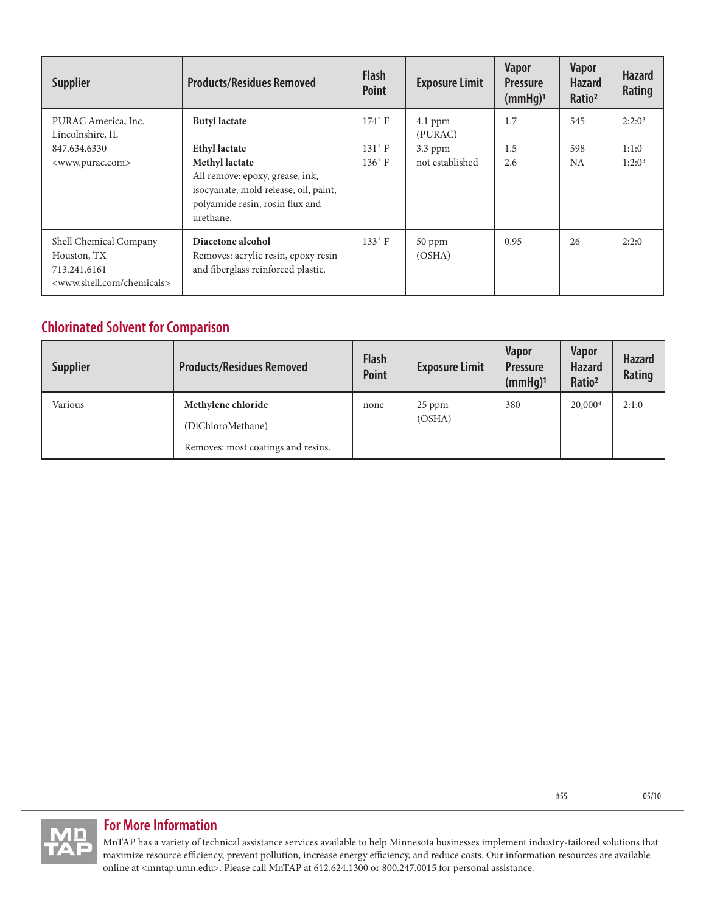| Supplier | Products/Residues Removed | Flash Point | Exposure Limit | Vapor Pressure (mmHg)[1] | Vapor Hazard Ratio[2] | Hazard Rating |
|---|---|---|---|---|---|---|
| PURAC America, Inc. Lincolnshire, IL 847.634.6330 <www.purac.com> | **Butyl lactate** | 174˚ F | 4.1 ppm (PURAC) | 1.7 | 545 | 2:2:0[3] |
| | **Ethyl lactate** | 131˚ F | 3.3 ppm | 1.5 | 598 | 1:1:0 |
| | **Methyl lactate** All remove: epoxy, grease, ink, isocyanate, mold release, oil, paint, polyamide resin, rosin flux and urethane. | 136˚ F | not established | 2.6 | NA | 1:2:0[3] |
| Shell Chemical Company Houston, TX 713.241.6161 <www.shell.com/chemicals> | **Diacetone alcohol** Removes: acrylic resin, epoxy resin and fiberglass reinforced plastic. | 133˚ F | 50 ppm (OSHA) | 0.95 | 26 | 2:2:0 |

## Chlorinated Solvent for Comparison

| Supplier | Products/Residues Removed | Flash Point | Exposure Limit | Vapor Pressure (mmHg)[1] | Vapor Hazard Ratio[2] | Hazard Rating |
|---|---|---|---|---|---|---|
| Various | **Methylene chloride** (DiChloroMethane) Removes: most coatings and resins. | none | 25 ppm (OSHA) | 380 | 20,000[4] | 2:1:0 |

#55 05/10

## For More Information

MnTAP has a variety of technical assistance services available to help Minnesota businesses implement industry-tailored solutions that maximize resource efficiency, prevent pollution, increase energy efficiency, and reduce costs. Our information resources are available online at <mntap.umn.edu>. Please call MnTAP at 612.624.1300 or 800.247.0015 for personal assistance.